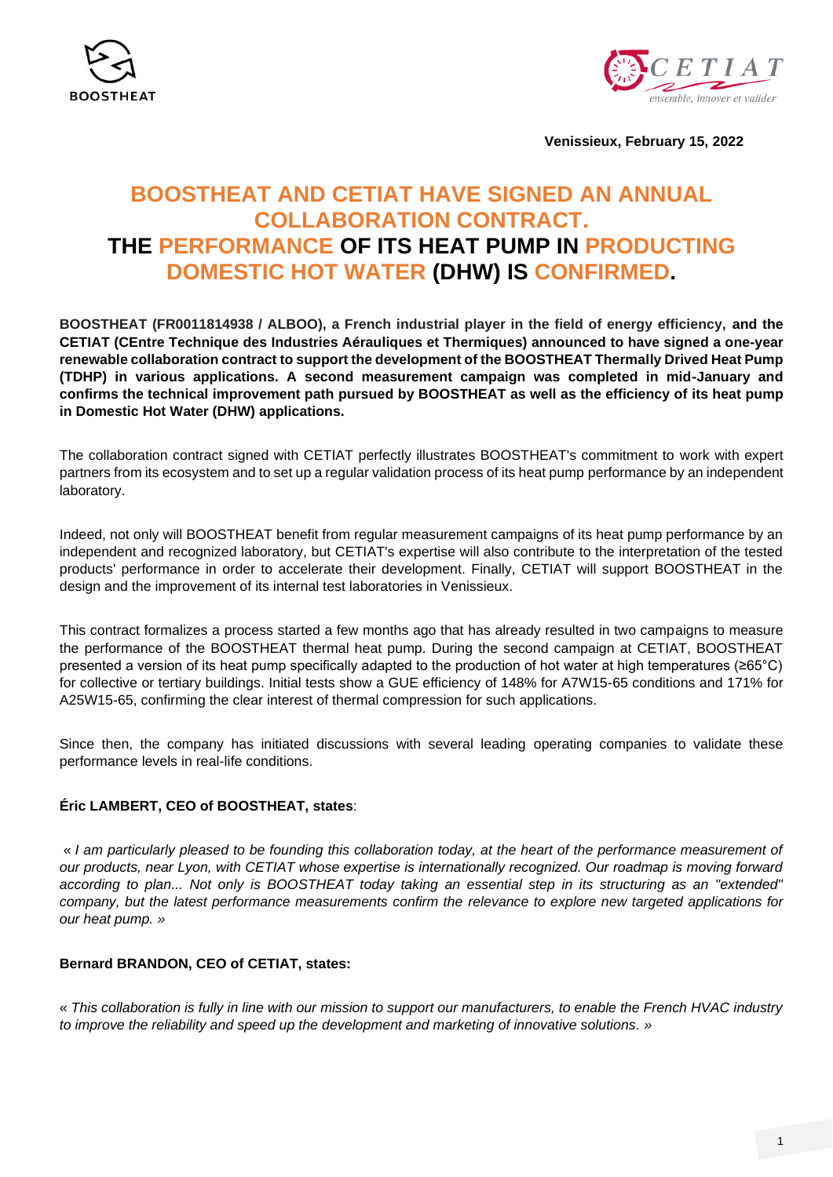Venissieux, February 15, 2022

# BOOSTHEAT AND CETIAT HAVE SIGNED AN ANNUAL COLLABORATION CONTRACT. THE PERFORMANCE OF ITS HEAT PUMP IN PRODUCTING DOMESTIC HOT WATER (DHW) IS CONFIRMED.

**BOOSTHEAT (FR0011814938 / ALBOO), a French industrial player in the field of energy efficiency, and the CETIAT (CEntre Technique des Industries Aérauliques et Thermiques) announced to have signed a one-year renewable collaboration contract to support the development of the BOOSTHEAT Thermally Drived Heat Pump (TDHP) in various applications. A second measurement campaign was completed in mid-January and confirms the technical improvement path pursued by BOOSTHEAT as well as the efficiency of its heat pump in Domestic Hot Water (DHW) applications.**

The collaboration contract signed with CETIAT perfectly illustrates BOOSTHEAT's commitment to work with expert partners from its ecosystem and to set up a regular validation process of its heat pump performance by an independent laboratory.

Indeed, not only will BOOSTHEAT benefit from regular measurement campaigns of its heat pump performance by an independent and recognized laboratory, but CETIAT's expertise will also contribute to the interpretation of the tested products' performance in order to accelerate their development. Finally, CETIAT will support BOOSTHEAT in the design and the improvement of its internal test laboratories in Venissieux.

This contract formalizes a process started a few months ago that has already resulted in two campaigns to measure the performance of the BOOSTHEAT thermal heat pump. During the second campaign at CETIAT, BOOSTHEAT presented a version of its heat pump specifically adapted to the production of hot water at high temperatures (≥65°C) for collective or tertiary buildings. Initial tests show a GUE efficiency of 148% for A7W15-65 conditions and 171% for A25W15-65, confirming the clear interest of thermal compression for such applications.

Since then, the company has initiated discussions with several leading operating companies to validate these performance levels in real-life conditions.

**Éric LAMBERT, CEO of BOOSTHEAT, states**:

« *I am particularly pleased to be founding this collaboration today, at the heart of the performance measurement of our products, near Lyon, with CETIAT whose expertise is internationally recognized. Our roadmap is moving forward according to plan... Not only is BOOSTHEAT today taking an essential step in its structuring as an "extended" company, but the latest performance measurements confirm the relevance to explore new targeted applications for our heat pump.* »

**Bernard BRANDON, CEO of CETIAT, states:**

« *This collaboration is fully in line with our mission to support our manufacturers, to enable the French HVAC industry to improve the reliability and speed up the development and marketing of innovative solutions*. »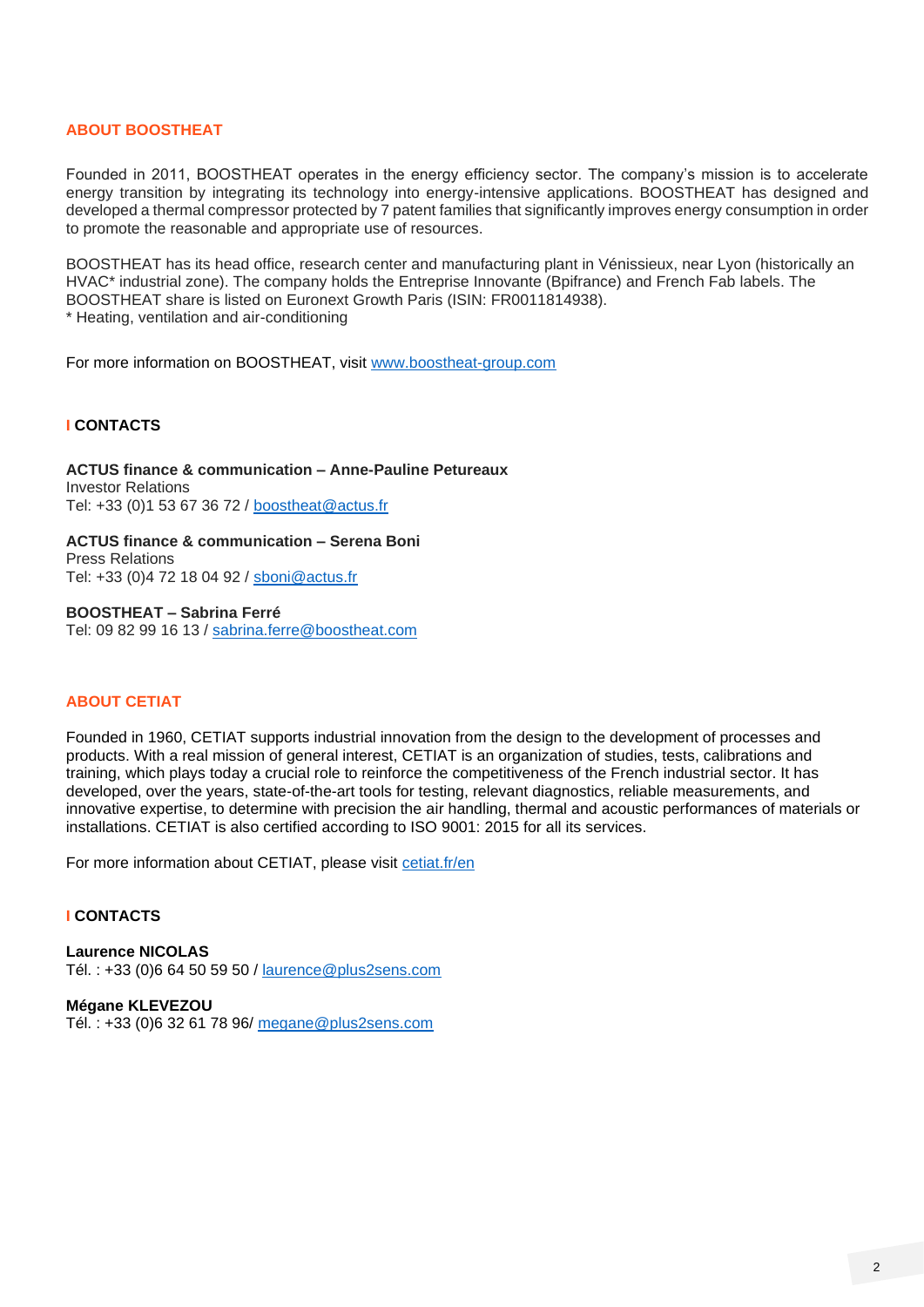## ABOUT BOOSTHEAT

Founded in 2011, BOOSTHEAT operates in the energy efficiency sector. The company's mission is to accelerate energy transition by integrating its technology into energy-intensive applications. BOOSTHEAT has designed and developed a thermal compressor protected by 7 patent families that significantly improves energy consumption in order to promote the reasonable and appropriate use of resources.

BOOSTHEAT has its head office, research center and manufacturing plant in Vénissieux, near Lyon (historically an HVAC* industrial zone). The company holds the Entreprise Innovante (Bpifrance) and French Fab labels. The BOOSTHEAT share is listed on Euronext Growth Paris (ISIN: FR0011814938).
* Heating, ventilation and air-conditioning

For more information on BOOSTHEAT, visit www.boostheat-group.com

### I CONTACTS

**ACTUS finance & communication – Anne-Pauline Petureaux**
Investor Relations
Tel: +33 (0)1 53 67 36 72 / boostheat@actus.fr

**ACTUS finance & communication – Serena Boni**
Press Relations
Tel: +33 (0)4 72 18 04 92 / sboni@actus.fr

**BOOSTHEAT – Sabrina Ferré**
Tel: 09 82 99 16 13 / sabrina.ferre@boostheat.com

## ABOUT CETIAT

Founded in 1960, CETIAT supports industrial innovation from the design to the development of processes and products. With a real mission of general interest, CETIAT is an organization of studies, tests, calibrations and training, which plays today a crucial role to reinforce the competitiveness of the French industrial sector. It has developed, over the years, state-of-the-art tools for testing, relevant diagnostics, reliable measurements, and innovative expertise, to determine with precision the air handling, thermal and acoustic performances of materials or installations. CETIAT is also certified according to ISO 9001: 2015 for all its services.

For more information about CETIAT, please visit cetiat.fr/en

### I CONTACTS

**Laurence NICOLAS**
Tél. : +33 (0)6 64 50 59 50 / laurence@plus2sens.com

**Mégane KLEVEZOU**
Tél. : +33 (0)6 32 61 78 96/ megane@plus2sens.com